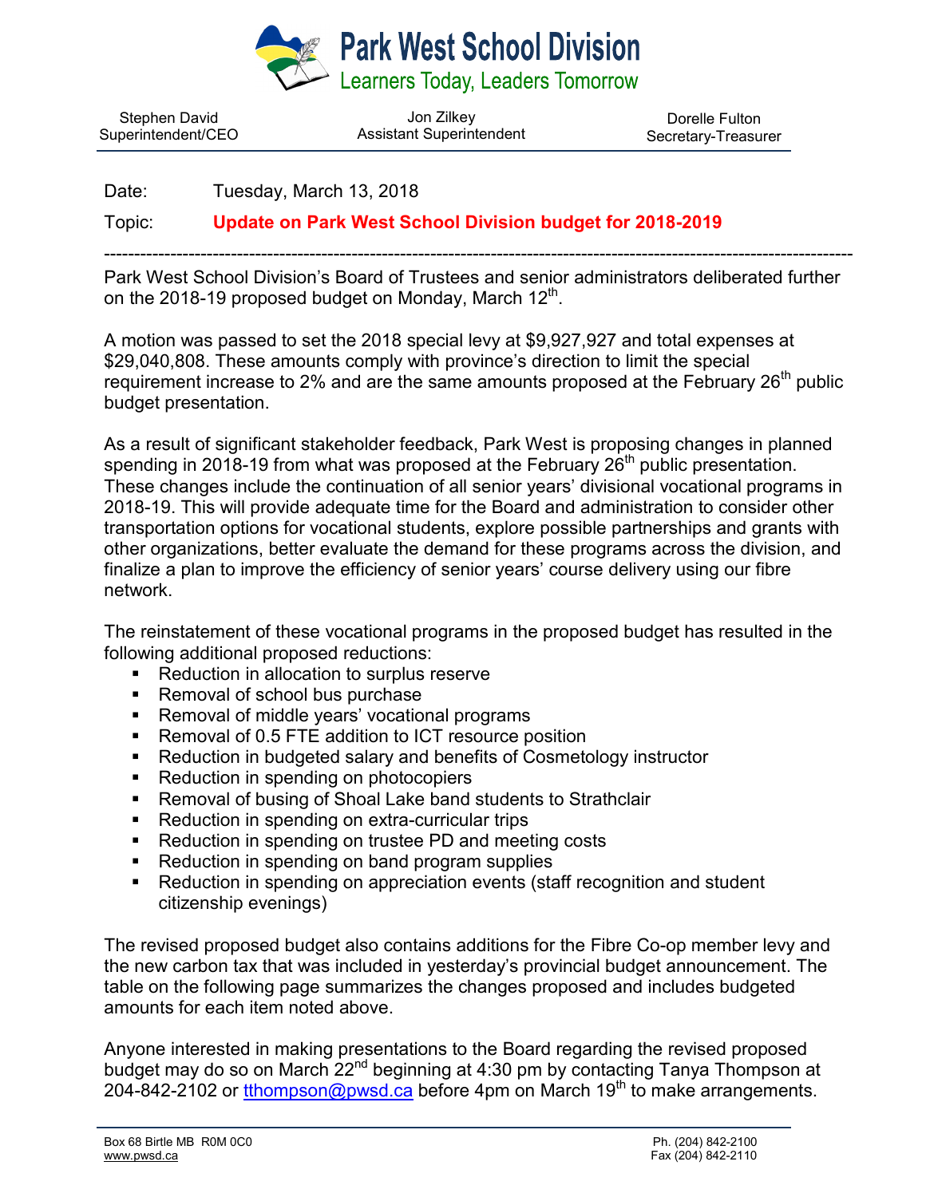# Park West School Division

Learners Today, Leaders Tomorrow

| Stephen David<br>Superintendent/CEO | Jon Zilkey<br>Assistant Superintendent | Dorelle Fulton<br>Secretary-Treasurer |
|---|---|---|

Date: Tuesday, March 13, 2018

Topic: **Update on Park West School Division budget for 2018-2019**

---

Park West School Division's Board of Trustees and senior administrators deliberated further on the 2018-19 proposed budget on Monday, March 12th.

A motion was passed to set the 2018 special levy at $9,927,927 and total expenses at $29,040,808. These amounts comply with province's direction to limit the special requirement increase to 2% and are the same amounts proposed at the February 26th public budget presentation.

As a result of significant stakeholder feedback, Park West is proposing changes in planned spending in 2018-19 from what was proposed at the February 26th public presentation. These changes include the continuation of all senior years' divisional vocational programs in 2018-19. This will provide adequate time for the Board and administration to consider other transportation options for vocational students, explore possible partnerships and grants with other organizations, better evaluate the demand for these programs across the division, and finalize a plan to improve the efficiency of senior years' course delivery using our fibre network.

The reinstatement of these vocational programs in the proposed budget has resulted in the following additional proposed reductions:

- Reduction in allocation to surplus reserve
- Removal of school bus purchase
- Removal of middle years' vocational programs
- Removal of 0.5 FTE addition to ICT resource position
- Reduction in budgeted salary and benefits of Cosmetology instructor
- Reduction in spending on photocopiers
- Removal of busing of Shoal Lake band students to Strathclair
- Reduction in spending on extra-curricular trips
- Reduction in spending on trustee PD and meeting costs
- Reduction in spending on band program supplies
- Reduction in spending on appreciation events (staff recognition and student citizenship evenings)

The revised proposed budget also contains additions for the Fibre Co-op member levy and the new carbon tax that was included in yesterday's provincial budget announcement. The table on the following page summarizes the changes proposed and includes budgeted amounts for each item noted above.

Anyone interested in making presentations to the Board regarding the revised proposed budget may do so on March 22nd beginning at 4:30 pm by contacting Tanya Thompson at 204-842-2102 or tthompson@pwsd.ca before 4pm on March 19th to make arrangements.

Box 68 Birtle MB R0M 0C0
www.pwsd.ca

Ph. (204) 842-2100
Fax (204) 842-2110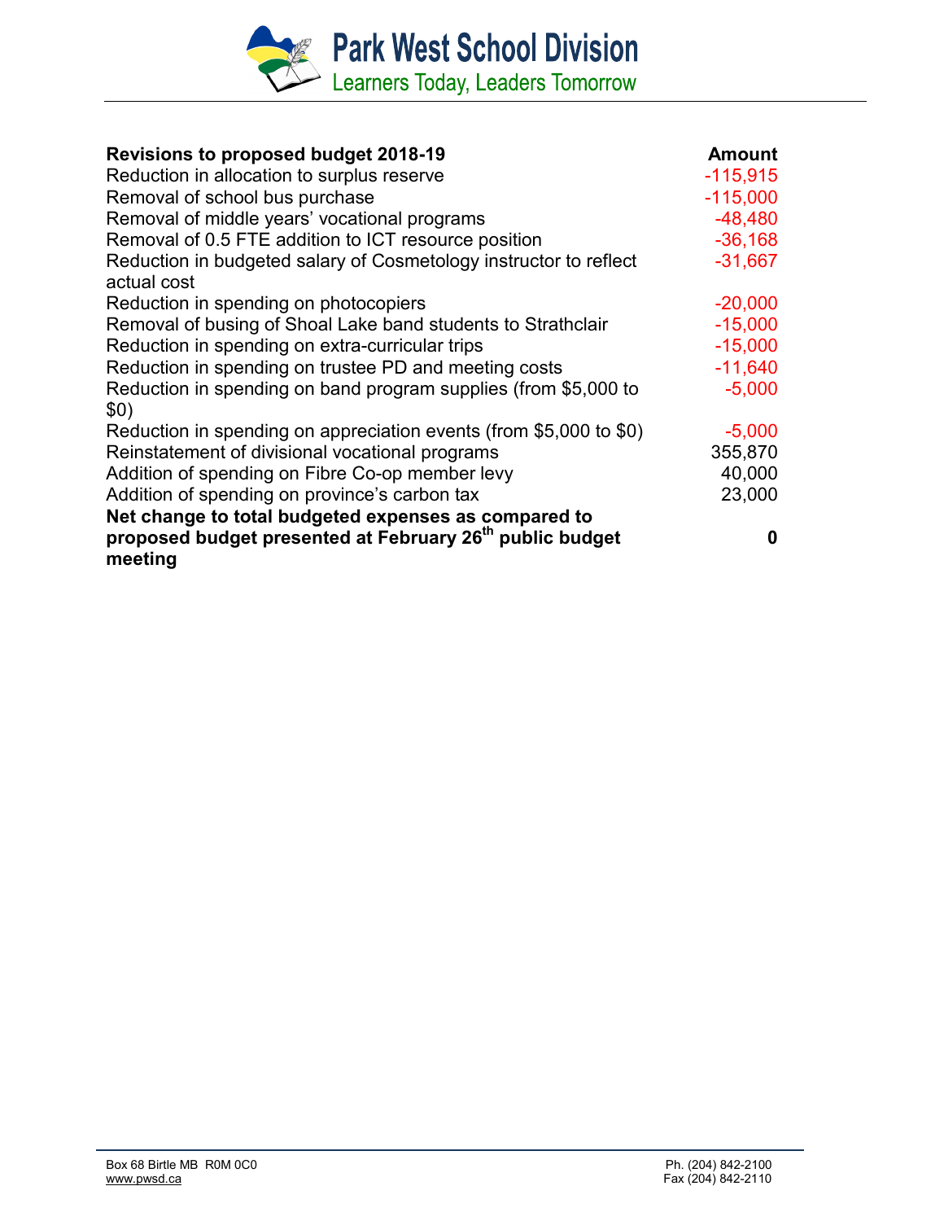| Revisions to proposed budget 2018-19 | Amount |
|---|---|
| Reduction in allocation to surplus reserve | -115,915 |
| Removal of school bus purchase | -115,000 |
| Removal of middle years' vocational programs | -48,480 |
| Removal of 0.5 FTE addition to ICT resource position | -36,168 |
| Reduction in budgeted salary of Cosmetology instructor to reflect actual cost | -31,667 |
| Reduction in spending on photocopiers | -20,000 |
| Removal of busing of Shoal Lake band students to Strathclair | -15,000 |
| Reduction in spending on extra-curricular trips | -15,000 |
| Reduction in spending on trustee PD and meeting costs | -11,640 |
| Reduction in spending on band program supplies (from $5,000 to $0) | -5,000 |
| Reduction in spending on appreciation events (from $5,000 to $0) | -5,000 |
| Reinstatement of divisional vocational programs | 355,870 |
| Addition of spending on Fibre Co-op member levy | 40,000 |
| Addition of spending on province's carbon tax | 23,000 |
| **Net change to total budgeted expenses as compared to proposed budget presented at February 26th public budget meeting** | **0** |